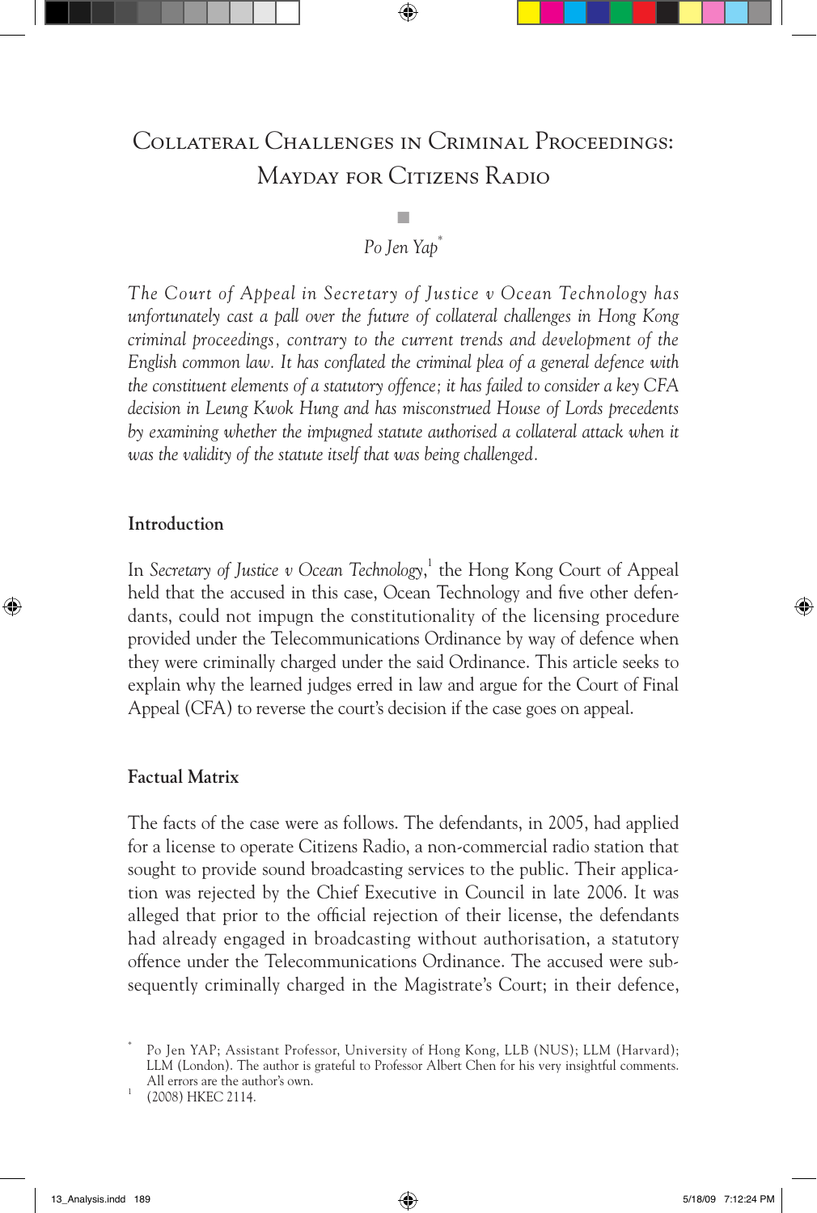# Collateral Challenges in Criminal Proceedings: Mayday for Citizens Radio

*Po Jen Yap*[*]

*The Court of Appeal in Secretary of Justice v Ocean Technology has unfortunately cast a pall over the future of collateral challenges in Hong Kong criminal proceedings, contrary to the current trends and development of the English common law. It has conflated the criminal plea of a general defence with the constituent elements of a statutory offence; it has failed to consider a key CFA decision in Leung Kwok Hung and has misconstrued House of Lords precedents by examining whether the impugned statute authorised a collateral attack when it was the validity of the statute itself that was being challenged.*

## Introduction

In *Secretary of Justice v Ocean Technology*,[1] the Hong Kong Court of Appeal held that the accused in this case, Ocean Technology and five other defendants, could not impugn the constitutionality of the licensing procedure provided under the Telecommunications Ordinance by way of defence when they were criminally charged under the said Ordinance. This article seeks to explain why the learned judges erred in law and argue for the Court of Final Appeal (CFA) to reverse the court's decision if the case goes on appeal.

## Factual Matrix

The facts of the case were as follows. The defendants, in 2005, had applied for a license to operate Citizens Radio, a non-commercial radio station that sought to provide sound broadcasting services to the public. Their application was rejected by the Chief Executive in Council in late 2006. It was alleged that prior to the official rejection of their license, the defendants had already engaged in broadcasting without authorisation, a statutory offence under the Telecommunications Ordinance. The accused were subsequently criminally charged in the Magistrate's Court; in their defence,

---

[*] Po Jen YAP; Assistant Professor, University of Hong Kong, LLB (NUS); LLM (Harvard); LLM (London). The author is grateful to Professor Albert Chen for his very insightful comments. All errors are the author's own.

[1] (2008) HKEC 2114.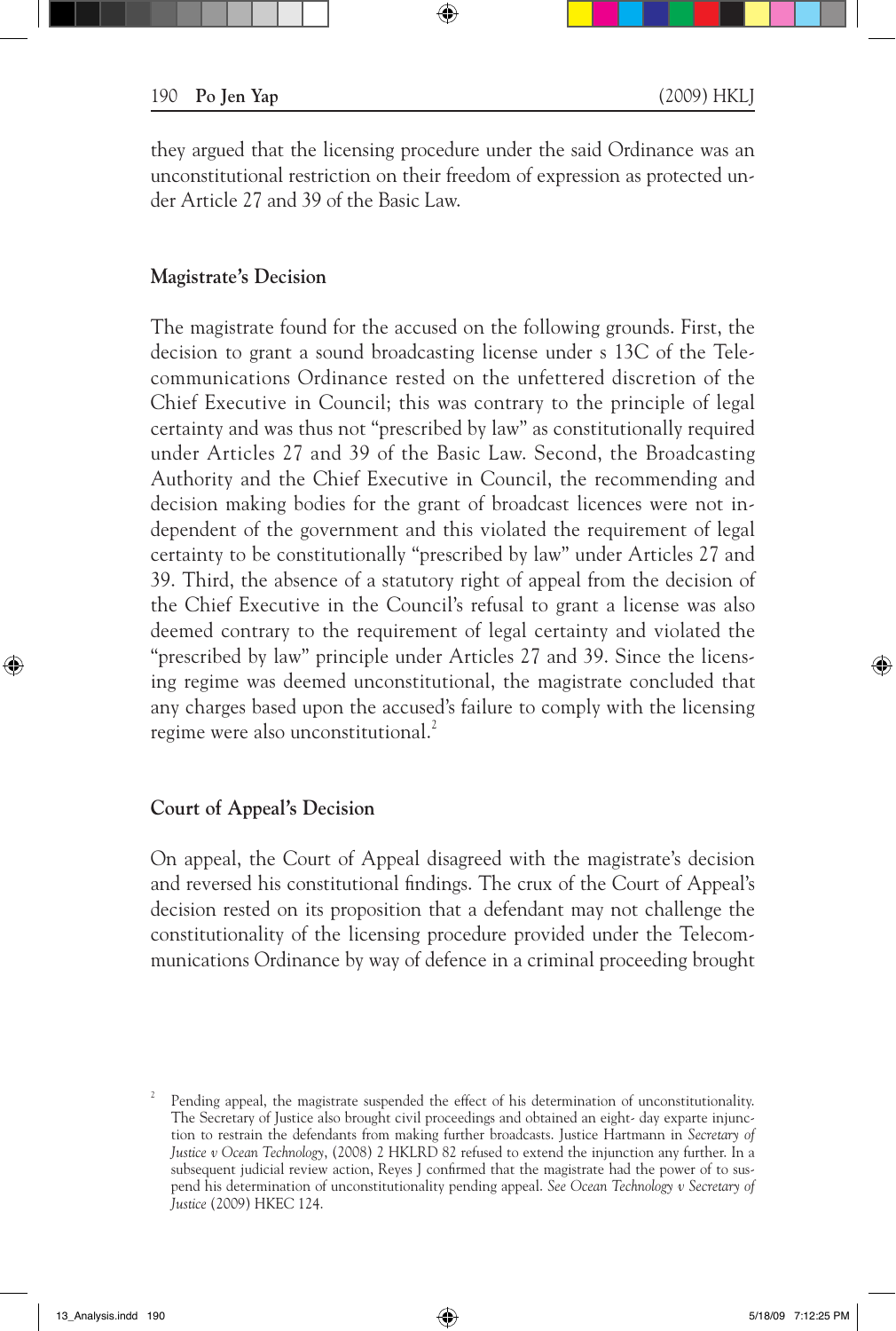they argued that the licensing procedure under the said Ordinance was an unconstitutional restriction on their freedom of expression as protected under Article 27 and 39 of the Basic Law.

### Magistrate's Decision

The magistrate found for the accused on the following grounds. First, the decision to grant a sound broadcasting license under s 13C of the Telecommunications Ordinance rested on the unfettered discretion of the Chief Executive in Council; this was contrary to the principle of legal certainty and was thus not "prescribed by law" as constitutionally required under Articles 27 and 39 of the Basic Law. Second, the Broadcasting Authority and the Chief Executive in Council, the recommending and decision making bodies for the grant of broadcast licences were not independent of the government and this violated the requirement of legal certainty to be constitutionally "prescribed by law" under Articles 27 and 39. Third, the absence of a statutory right of appeal from the decision of the Chief Executive in the Council's refusal to grant a license was also deemed contrary to the requirement of legal certainty and violated the "prescribed by law" principle under Articles 27 and 39. Since the licensing regime was deemed unconstitutional, the magistrate concluded that any charges based upon the accused's failure to comply with the licensing regime were also unconstitutional.[2]

### Court of Appeal's Decision

On appeal, the Court of Appeal disagreed with the magistrate's decision and reversed his constitutional findings. The crux of the Court of Appeal's decision rested on its proposition that a defendant may not challenge the constitutionality of the licensing procedure provided under the Telecommunications Ordinance by way of defence in a criminal proceeding brought

---

[2] Pending appeal, the magistrate suspended the effect of his determination of unconstitutionality. The Secretary of Justice also brought civil proceedings and obtained an eight- day exparte injunction to restrain the defendants from making further broadcasts. Justice Hartmann in *Secretary of Justice v Ocean Technology*, (2008) 2 HKLRD 82 refused to extend the injunction any further. In a subsequent judicial review action, Reyes J confirmed that the magistrate had the power of to suspend his determination of unconstitutionality pending appeal. *See Ocean Technology v Secretary of Justice* (2009) HKEC 124.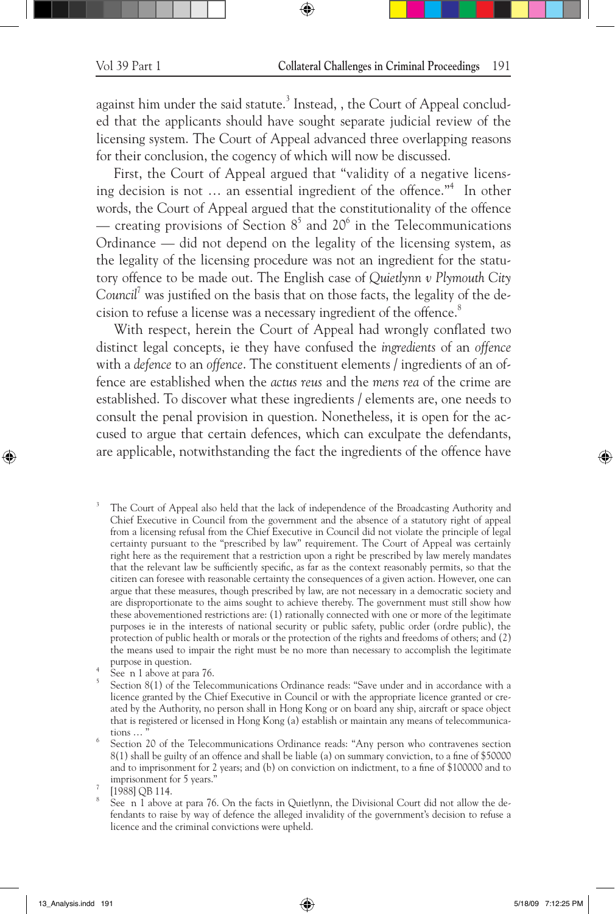against him under the said statute.[3] Instead, , the Court of Appeal concluded that the applicants should have sought separate judicial review of the licensing system. The Court of Appeal advanced three overlapping reasons for their conclusion, the cogency of which will now be discussed.

First, the Court of Appeal argued that "validity of a negative licensing decision is not … an essential ingredient of the offence."[4] In other words, the Court of Appeal argued that the constitutionality of the offence — creating provisions of Section 8[5] and 20[6] in the Telecommunications Ordinance — did not depend on the legality of the licensing system, as the legality of the licensing procedure was not an ingredient for the statutory offence to be made out. The English case of *Quietlynn v Plymouth City Council*[7] was justified on the basis that on those facts, the legality of the decision to refuse a license was a necessary ingredient of the offence.[8]

With respect, herein the Court of Appeal had wrongly conflated two distinct legal concepts, ie they have confused the *ingredients* of an *offence* with a *defence* to an *offence*. The constituent elements / ingredients of an offence are established when the *actus reus* and the *mens rea* of the crime are established. To discover what these ingredients / elements are, one needs to consult the penal provision in question. Nonetheless, it is open for the accused to argue that certain defences, which can exculpate the defendants, are applicable, notwithstanding the fact the ingredients of the offence have

---

3 The Court of Appeal also held that the lack of independence of the Broadcasting Authority and Chief Executive in Council from the government and the absence of a statutory right of appeal from a licensing refusal from the Chief Executive in Council did not violate the principle of legal certainty pursuant to the "prescribed by law" requirement. The Court of Appeal was certainly right here as the requirement that a restriction upon a right be prescribed by law merely mandates that the relevant law be sufficiently specific, as far as the context reasonably permits, so that the citizen can foresee with reasonable certainty the consequences of a given action. However, one can argue that these measures, though prescribed by law, are not necessary in a democratic society and are disproportionate to the aims sought to achieve thereby. The government must still show how these abovementioned restrictions are: (1) rationally connected with one or more of the legitimate purposes ie in the interests of national security or public safety, public order (ordre public), the protection of public health or morals or the protection of the rights and freedoms of others; and (2) the means used to impair the right must be no more than necessary to accomplish the legitimate purpose in question.

4 See n 1 above at para 76.

5 Section 8(1) of the Telecommunications Ordinance reads: "Save under and in accordance with a licence granted by the Chief Executive in Council or with the appropriate licence granted or created by the Authority, no person shall in Hong Kong or on board any ship, aircraft or space object that is registered or licensed in Hong Kong (a) establish or maintain any means of telecommunications … "

6 Section 20 of the Telecommunications Ordinance reads: "Any person who contravenes section 8(1) shall be guilty of an offence and shall be liable (a) on summary conviction, to a fine of $50000 and to imprisonment for 2 years; and (b) on conviction on indictment, to a fine of $100000 and to imprisonment for 5 years."

7 [1988] QB 114.

8 See n 1 above at para 76. On the facts in Quietlynn, the Divisional Court did not allow the defendants to raise by way of defence the alleged invalidity of the government's decision to refuse a licence and the criminal convictions were upheld.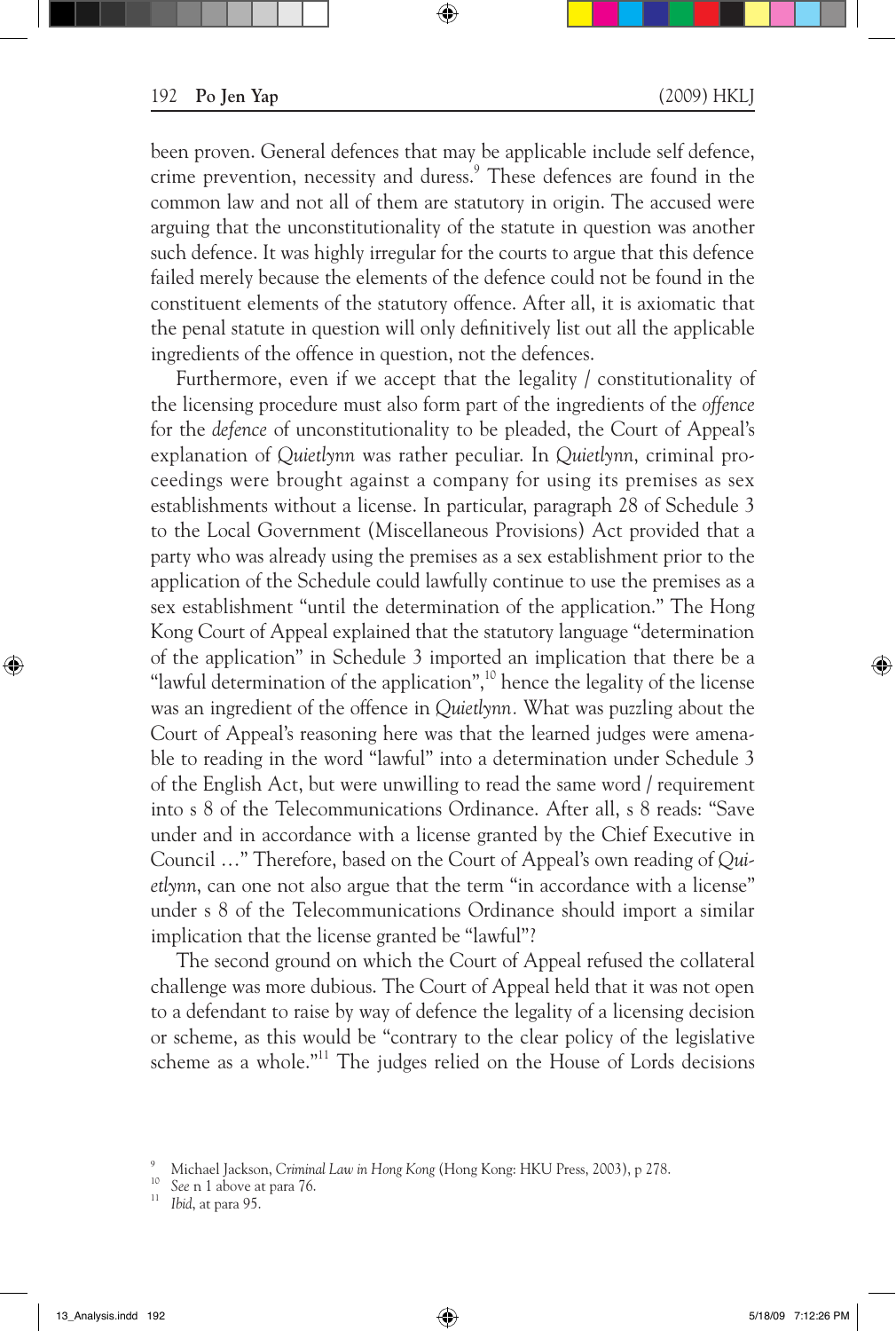been proven. General defences that may be applicable include self defence, crime prevention, necessity and duress.[9] These defences are found in the common law and not all of them are statutory in origin. The accused were arguing that the unconstitutionality of the statute in question was another such defence. It was highly irregular for the courts to argue that this defence failed merely because the elements of the defence could not be found in the constituent elements of the statutory offence. After all, it is axiomatic that the penal statute in question will only definitively list out all the applicable ingredients of the offence in question, not the defences.

Furthermore, even if we accept that the legality / constitutionality of the licensing procedure must also form part of the ingredients of the *offence* for the *defence* of unconstitutionality to be pleaded, the Court of Appeal's explanation of *Quietlynn* was rather peculiar. In *Quietlynn*, criminal proceedings were brought against a company for using its premises as sex establishments without a license. In particular, paragraph 28 of Schedule 3 to the Local Government (Miscellaneous Provisions) Act provided that a party who was already using the premises as a sex establishment prior to the application of the Schedule could lawfully continue to use the premises as a sex establishment "until the determination of the application." The Hong Kong Court of Appeal explained that the statutory language "determination of the application" in Schedule 3 imported an implication that there be a "lawful determination of the application",[10] hence the legality of the license was an ingredient of the offence in *Quietlynn*. What was puzzling about the Court of Appeal's reasoning here was that the learned judges were amenable to reading in the word "lawful" into a determination under Schedule 3 of the English Act, but were unwilling to read the same word / requirement into s 8 of the Telecommunications Ordinance. After all, s 8 reads: "Save under and in accordance with a license granted by the Chief Executive in Council …" Therefore, based on the Court of Appeal's own reading of *Quietlynn*, can one not also argue that the term "in accordance with a license" under s 8 of the Telecommunications Ordinance should import a similar implication that the license granted be "lawful"?

The second ground on which the Court of Appeal refused the collateral challenge was more dubious. The Court of Appeal held that it was not open to a defendant to raise by way of defence the legality of a licensing decision or scheme, as this would be "contrary to the clear policy of the legislative scheme as a whole."[11] The judges relied on the House of Lords decisions

---

[9] Michael Jackson, *Criminal Law in Hong Kong* (Hong Kong: HKU Press, 2003), p 278.

[10] *See* n 1 above at para 76.

[11] *Ibid*, at para 95.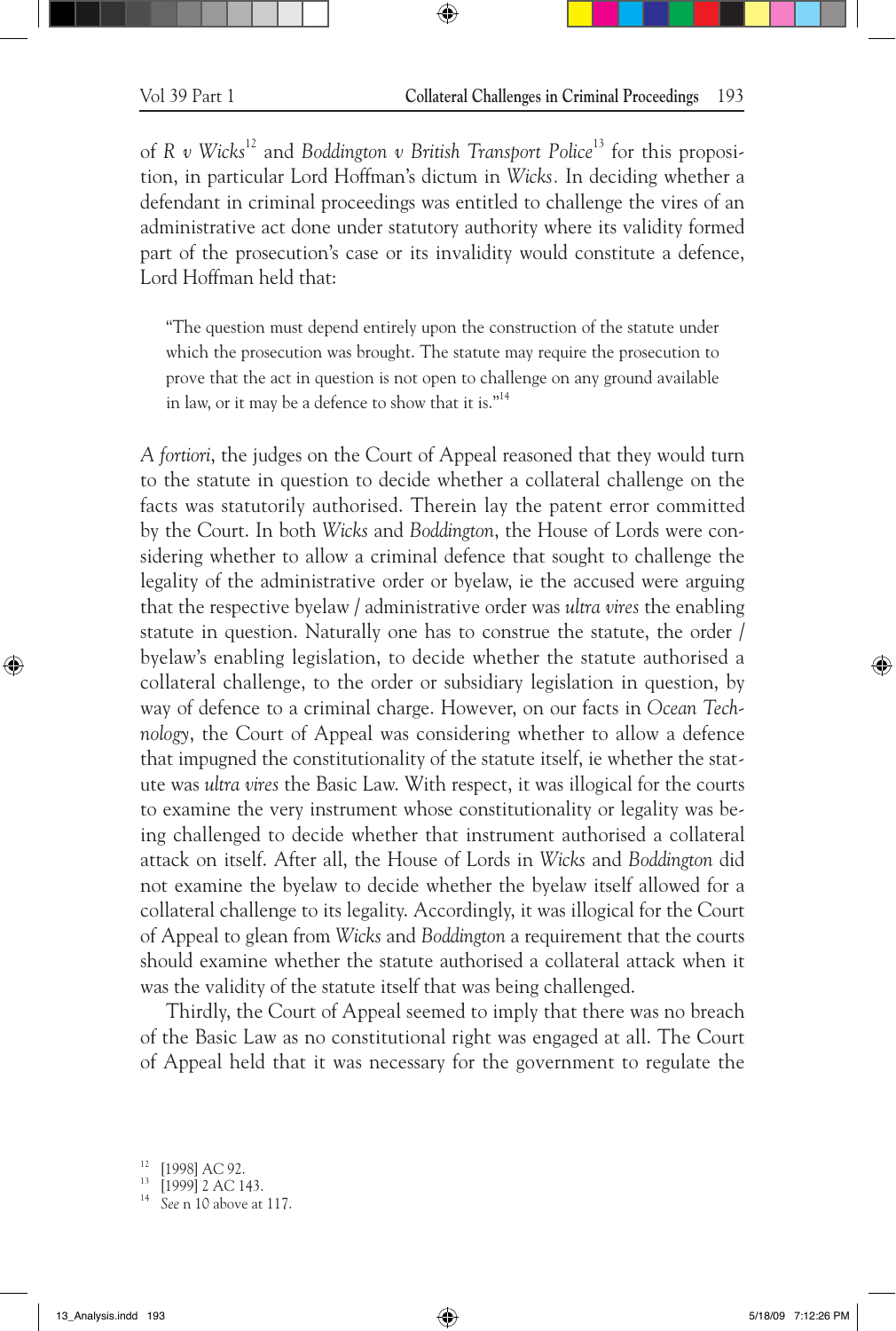of *R v Wicks*[12] and *Boddington v British Transport Police*[13] for this proposition, in particular Lord Hoffman's dictum in *Wicks.* In deciding whether a defendant in criminal proceedings was entitled to challenge the vires of an administrative act done under statutory authority where its validity formed part of the prosecution's case or its invalidity would constitute a defence, Lord Hoffman held that:

> "The question must depend entirely upon the construction of the statute under which the prosecution was brought. The statute may require the prosecution to prove that the act in question is not open to challenge on any ground available in law, or it may be a defence to show that it is."[14]

*A fortiori*, the judges on the Court of Appeal reasoned that they would turn to the statute in question to decide whether a collateral challenge on the facts was statutorily authorised. Therein lay the patent error committed by the Court. In both *Wicks* and *Boddington*, the House of Lords were considering whether to allow a criminal defence that sought to challenge the legality of the administrative order or byelaw, ie the accused were arguing that the respective byelaw / administrative order was *ultra vires* the enabling statute in question. Naturally one has to construe the statute, the order / byelaw's enabling legislation, to decide whether the statute authorised a collateral challenge, to the order or subsidiary legislation in question, by way of defence to a criminal charge. However, on our facts in *Ocean Technology*, the Court of Appeal was considering whether to allow a defence that impugned the constitutionality of the statute itself, ie whether the statute was *ultra vires* the Basic Law. With respect, it was illogical for the courts to examine the very instrument whose constitutionality or legality was being challenged to decide whether that instrument authorised a collateral attack on itself. After all, the House of Lords in *Wicks* and *Boddington* did not examine the byelaw to decide whether the byelaw itself allowed for a collateral challenge to its legality. Accordingly, it was illogical for the Court of Appeal to glean from *Wicks* and *Boddington* a requirement that the courts should examine whether the statute authorised a collateral attack when it was the validity of the statute itself that was being challenged.

Thirdly, the Court of Appeal seemed to imply that there was no breach of the Basic Law as no constitutional right was engaged at all. The Court of Appeal held that it was necessary for the government to regulate the

---

[12] [1998] AC 92.

[13] [1999] 2 AC 143.

[14] *See* n 10 above at 117.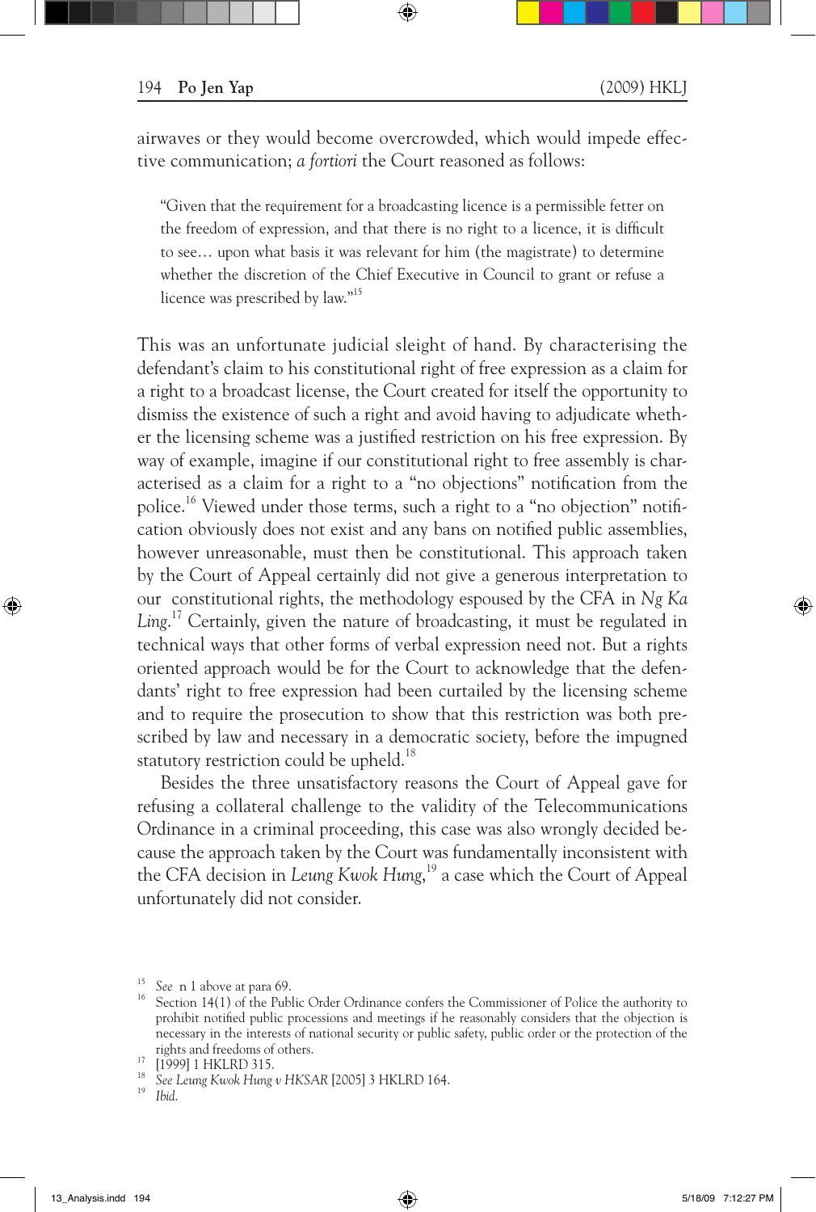airwaves or they would become overcrowded, which would impede effective communication; *a fortiori* the Court reasoned as follows:

> "Given that the requirement for a broadcasting licence is a permissible fetter on the freedom of expression, and that there is no right to a licence, it is difficult to see… upon what basis it was relevant for him (the magistrate) to determine whether the discretion of the Chief Executive in Council to grant or refuse a licence was prescribed by law."[15]

This was an unfortunate judicial sleight of hand. By characterising the defendant's claim to his constitutional right of free expression as a claim for a right to a broadcast license, the Court created for itself the opportunity to dismiss the existence of such a right and avoid having to adjudicate whether the licensing scheme was a justified restriction on his free expression. By way of example, imagine if our constitutional right to free assembly is characterised as a claim for a right to a "no objections" notification from the police.[16] Viewed under those terms, such a right to a "no objection" notification obviously does not exist and any bans on notified public assemblies, however unreasonable, must then be constitutional. This approach taken by the Court of Appeal certainly did not give a generous interpretation to our constitutional rights, the methodology espoused by the CFA in *Ng Ka Ling*.[17] Certainly, given the nature of broadcasting, it must be regulated in technical ways that other forms of verbal expression need not. But a rights oriented approach would be for the Court to acknowledge that the defendants' right to free expression had been curtailed by the licensing scheme and to require the prosecution to show that this restriction was both prescribed by law and necessary in a democratic society, before the impugned statutory restriction could be upheld.[18]

Besides the three unsatisfactory reasons the Court of Appeal gave for refusing a collateral challenge to the validity of the Telecommunications Ordinance in a criminal proceeding, this case was also wrongly decided because the approach taken by the Court was fundamentally inconsistent with the CFA decision in *Leung Kwok Hung*,[19] a case which the Court of Appeal unfortunately did not consider.

---

[15] *See* n 1 above at para 69.

[16] Section 14(1) of the Public Order Ordinance confers the Commissioner of Police the authority to prohibit notified public processions and meetings if he reasonably considers that the objection is necessary in the interests of national security or public safety, public order or the protection of the rights and freedoms of others.

[17] [1999] 1 HKLRD 315.

[18] *See Leung Kwok Hung v HKSAR* [2005] 3 HKLRD 164.

[19] *Ibid.*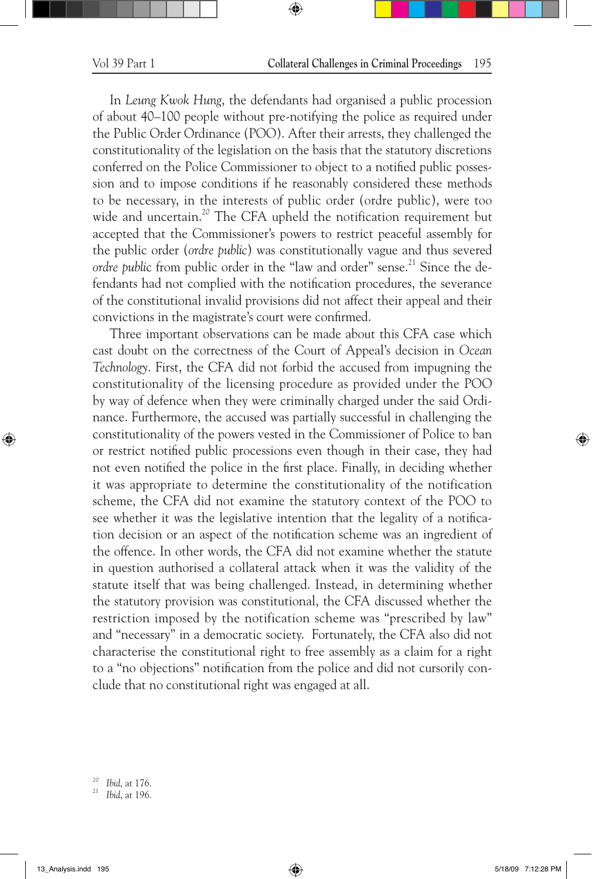In *Leung Kwok Hung*, the defendants had organised a public procession of about 40–100 people without pre-notifying the police as required under the Public Order Ordinance (POO). After their arrests, they challenged the constitutionality of the legislation on the basis that the statutory discretions conferred on the Police Commissioner to object to a notified public possession and to impose conditions if he reasonably considered these methods to be necessary, in the interests of public order (ordre public), were too wide and uncertain.[20] The CFA upheld the notification requirement but accepted that the Commissioner's powers to restrict peaceful assembly for the public order (*ordre public*) was constitutionally vague and thus severed *ordre public* from public order in the "law and order" sense.[21] Since the defendants had not complied with the notification procedures, the severance of the constitutional invalid provisions did not affect their appeal and their convictions in the magistrate's court were confirmed.

Three important observations can be made about this CFA case which cast doubt on the correctness of the Court of Appeal's decision in *Ocean Technology*. First, the CFA did not forbid the accused from impugning the constitutionality of the licensing procedure as provided under the POO by way of defence when they were criminally charged under the said Ordinance. Furthermore, the accused was partially successful in challenging the constitutionality of the powers vested in the Commissioner of Police to ban or restrict notified public processions even though in their case, they had not even notified the police in the first place. Finally, in deciding whether it was appropriate to determine the constitutionality of the notification scheme, the CFA did not examine the statutory context of the POO to see whether it was the legislative intention that the legality of a notification decision or an aspect of the notification scheme was an ingredient of the offence. In other words, the CFA did not examine whether the statute in question authorised a collateral attack when it was the validity of the statute itself that was being challenged. Instead, in determining whether the statutory provision was constitutional, the CFA discussed whether the restriction imposed by the notification scheme was "prescribed by law" and "necessary" in a democratic society. Fortunately, the CFA also did not characterise the constitutional right to free assembly as a claim for a right to a "no objections" notification from the police and did not cursorily conclude that no constitutional right was engaged at all.

---

[20] *Ibid*, at 176.

[21] *Ibid*, at 196.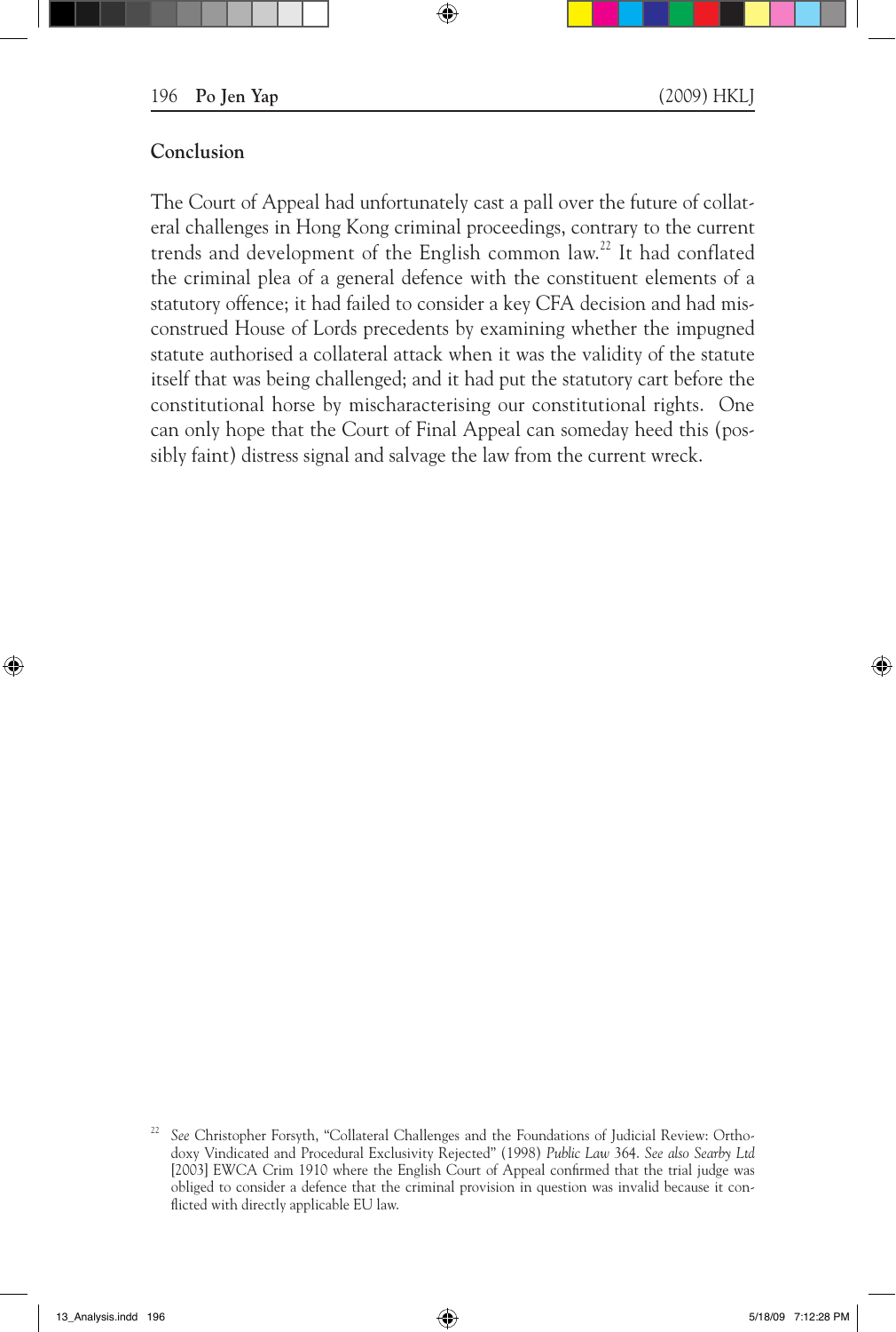## Conclusion

The Court of Appeal had unfortunately cast a pall over the future of collateral challenges in Hong Kong criminal proceedings, contrary to the current trends and development of the English common law.[22] It had conflated the criminal plea of a general defence with the constituent elements of a statutory offence; it had failed to consider a key CFA decision and had misconstrued House of Lords precedents by examining whether the impugned statute authorised a collateral attack when it was the validity of the statute itself that was being challenged; and it had put the statutory cart before the constitutional horse by mischaracterising our constitutional rights. One can only hope that the Court of Final Appeal can someday heed this (possibly faint) distress signal and salvage the law from the current wreck.

[22] *See* Christopher Forsyth, "Collateral Challenges and the Foundations of Judicial Review: Orthodoxy Vindicated and Procedural Exclusivity Rejected" (1998) *Public Law* 364. *See also Searby Ltd* [2003] EWCA Crim 1910 where the English Court of Appeal confirmed that the trial judge was obliged to consider a defence that the criminal provision in question was invalid because it conflicted with directly applicable EU law.